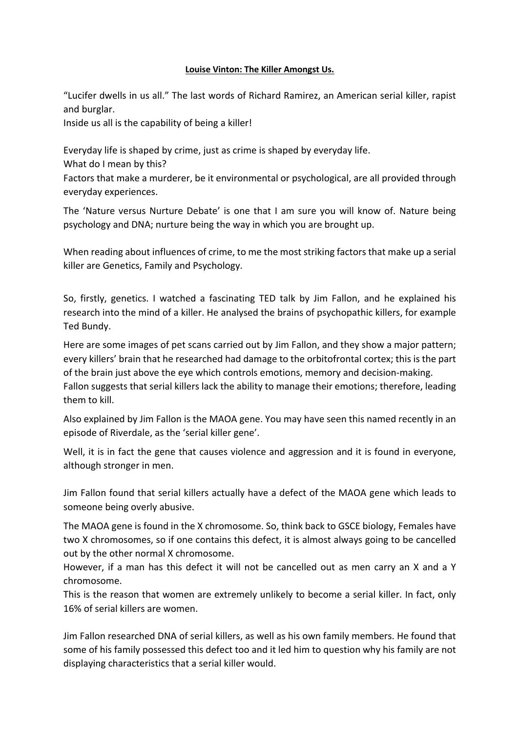**Louise Vinton: The Killer Amongst Us.**

"Lucifer dwells in us all." The last words of Richard Ramirez, an American serial killer, rapist and burglar.
Inside us all is the capability of being a killer!

Everyday life is shaped by crime, just as crime is shaped by everyday life.
What do I mean by this?
Factors that make a murderer, be it environmental or psychological, are all provided through everyday experiences.

The 'Nature versus Nurture Debate' is one that I am sure you will know of. Nature being psychology and DNA; nurture being the way in which you are brought up.

When reading about influences of crime, to me the most striking factors that make up a serial killer are Genetics, Family and Psychology.

So, firstly, genetics. I watched a fascinating TED talk by Jim Fallon, and he explained his research into the mind of a killer. He analysed the brains of psychopathic killers, for example Ted Bundy.

Here are some images of pet scans carried out by Jim Fallon, and they show a major pattern; every killers' brain that he researched had damage to the orbitofrontal cortex; this is the part of the brain just above the eye which controls emotions, memory and decision-making.
Fallon suggests that serial killers lack the ability to manage their emotions; therefore, leading them to kill.

Also explained by Jim Fallon is the MAOA gene. You may have seen this named recently in an episode of Riverdale, as the 'serial killer gene'.

Well, it is in fact the gene that causes violence and aggression and it is found in everyone, although stronger in men.

Jim Fallon found that serial killers actually have a defect of the MAOA gene which leads to someone being overly abusive.

The MAOA gene is found in the X chromosome. So, think back to GSCE biology, Females have two X chromosomes, so if one contains this defect, it is almost always going to be cancelled out by the other normal X chromosome.
However, if a man has this defect it will not be cancelled out as men carry an X and a Y chromosome.
This is the reason that women are extremely unlikely to become a serial killer. In fact, only 16% of serial killers are women.

Jim Fallon researched DNA of serial killers, as well as his own family members. He found that some of his family possessed this defect too and it led him to question why his family are not displaying characteristics that a serial killer would.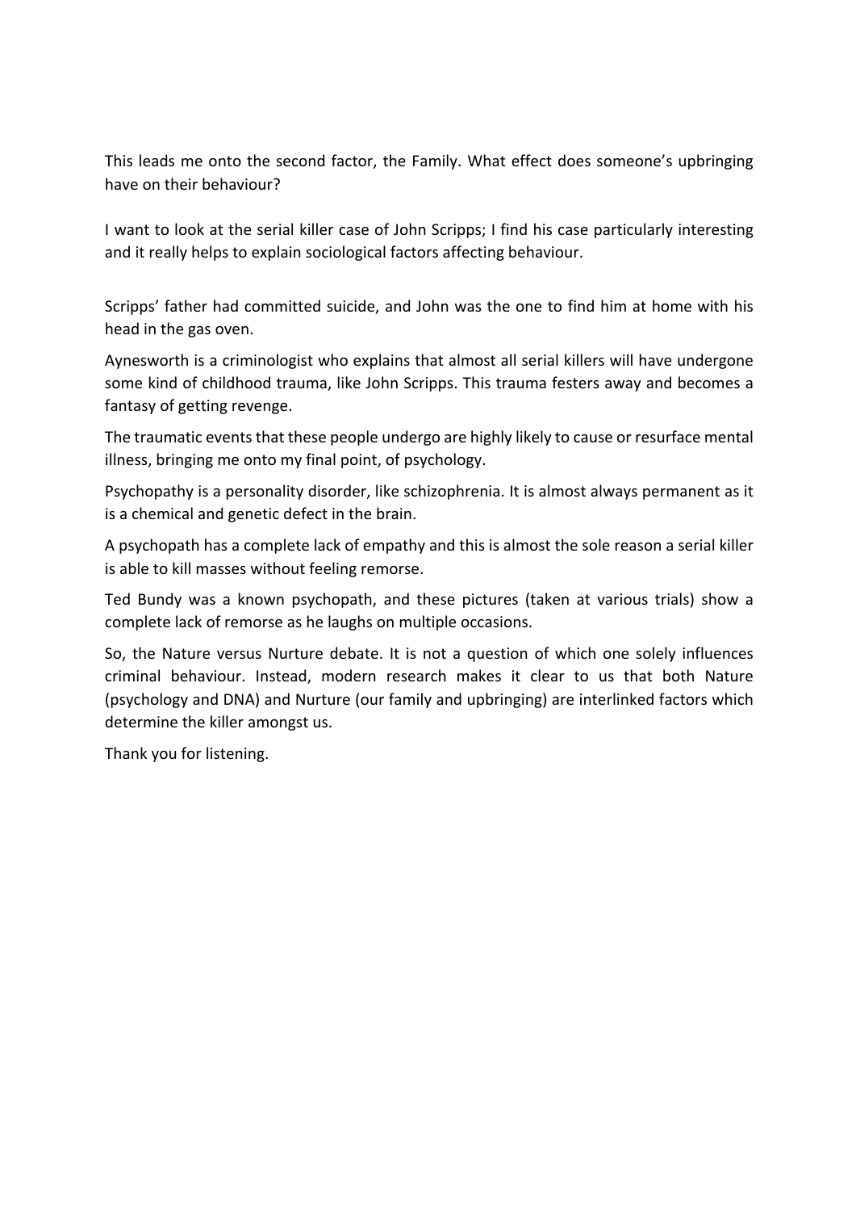This leads me onto the second factor, the Family. What effect does someone's upbringing have on their behaviour?

I want to look at the serial killer case of John Scripps; I find his case particularly interesting and it really helps to explain sociological factors affecting behaviour.

Scripps' father had committed suicide, and John was the one to find him at home with his head in the gas oven.

Aynesworth is a criminologist who explains that almost all serial killers will have undergone some kind of childhood trauma, like John Scripps. This trauma festers away and becomes a fantasy of getting revenge.

The traumatic events that these people undergo are highly likely to cause or resurface mental illness, bringing me onto my final point, of psychology.

Psychopathy is a personality disorder, like schizophrenia. It is almost always permanent as it is a chemical and genetic defect in the brain.

A psychopath has a complete lack of empathy and this is almost the sole reason a serial killer is able to kill masses without feeling remorse.

Ted Bundy was a known psychopath, and these pictures (taken at various trials) show a complete lack of remorse as he laughs on multiple occasions.

So, the Nature versus Nurture debate. It is not a question of which one solely influences criminal behaviour. Instead, modern research makes it clear to us that both Nature (psychology and DNA) and Nurture (our family and upbringing) are interlinked factors which determine the killer amongst us.

Thank you for listening.